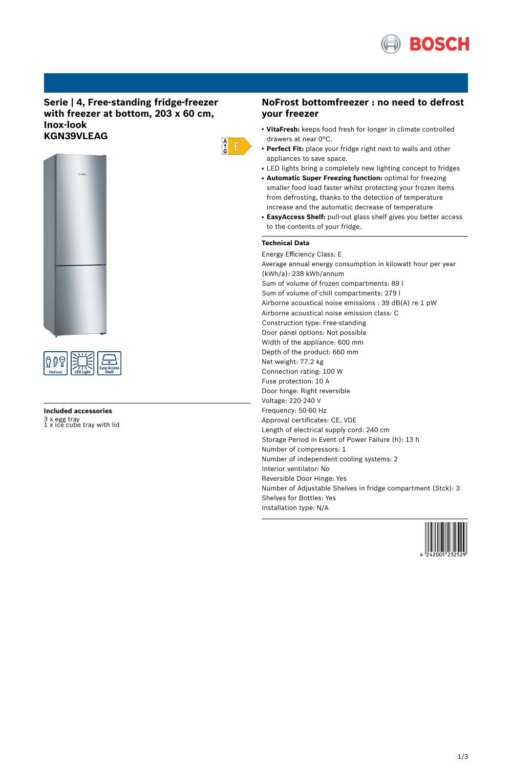# Serie | 4, Free-standing fridge-freezer with freezer at bottom, 203 x 60 cm, Inox-look
# KGN39VLEAG

### Included accessories

3 x egg tray
1 x ice cube tray with lid

## NoFrost bottomfreezer : no need to defrost your freezer

- **VitaFresh:** keeps food fresh for longer in climate controlled drawers at near 0°C.
- **Perfect Fit:** place your fridge right next to walls and other appliances to save space.
- LED lights bring a completely new lighting concept to fridges
- **Automatic Super Freezing function:** optimal for freezing smaller food load faster whilst protecting your frozen items from defrosting, thanks to the detection of temperature increase and the automatic decrease of temperature
- **EasyAccess Shelf:** pull-out glass shelf gives you better access to the contents of your fridge.

### Technical Data

Energy Efficiency Class: E
Average annual energy consumption in kilowatt hour per year (kWh/a): 238 kWh/annum
Sum of volume of frozen compartments: 89 l
Sum of volume of chill compartments: 279 l
Airborne acoustical noise emissions : 39 dB(A) re 1 pW
Airborne acoustical noise emission class: C
Construction type: Free-standing
Door panel options: Not possible
Width of the appliance: 600 mm
Depth of the product: 660 mm
Net weight: 77.2 kg
Connection rating: 100 W
Fuse protection: 10 A
Door hinge: Right reversible
Voltage: 220-240 V
Frequency: 50-60 Hz
Approval certificates: CE, VDE
Length of electrical supply cord: 240 cm
Storage Period in Event of Power Failure (h): 13 h
Number of compressors: 1
Number of independent cooling systems: 2
Interior ventilator: No
Reversible Door Hinge: Yes
Number of Adjustable Shelves in fridge compartment (Stck): 3
Shelves for Bottles: Yes
Installation type: N/A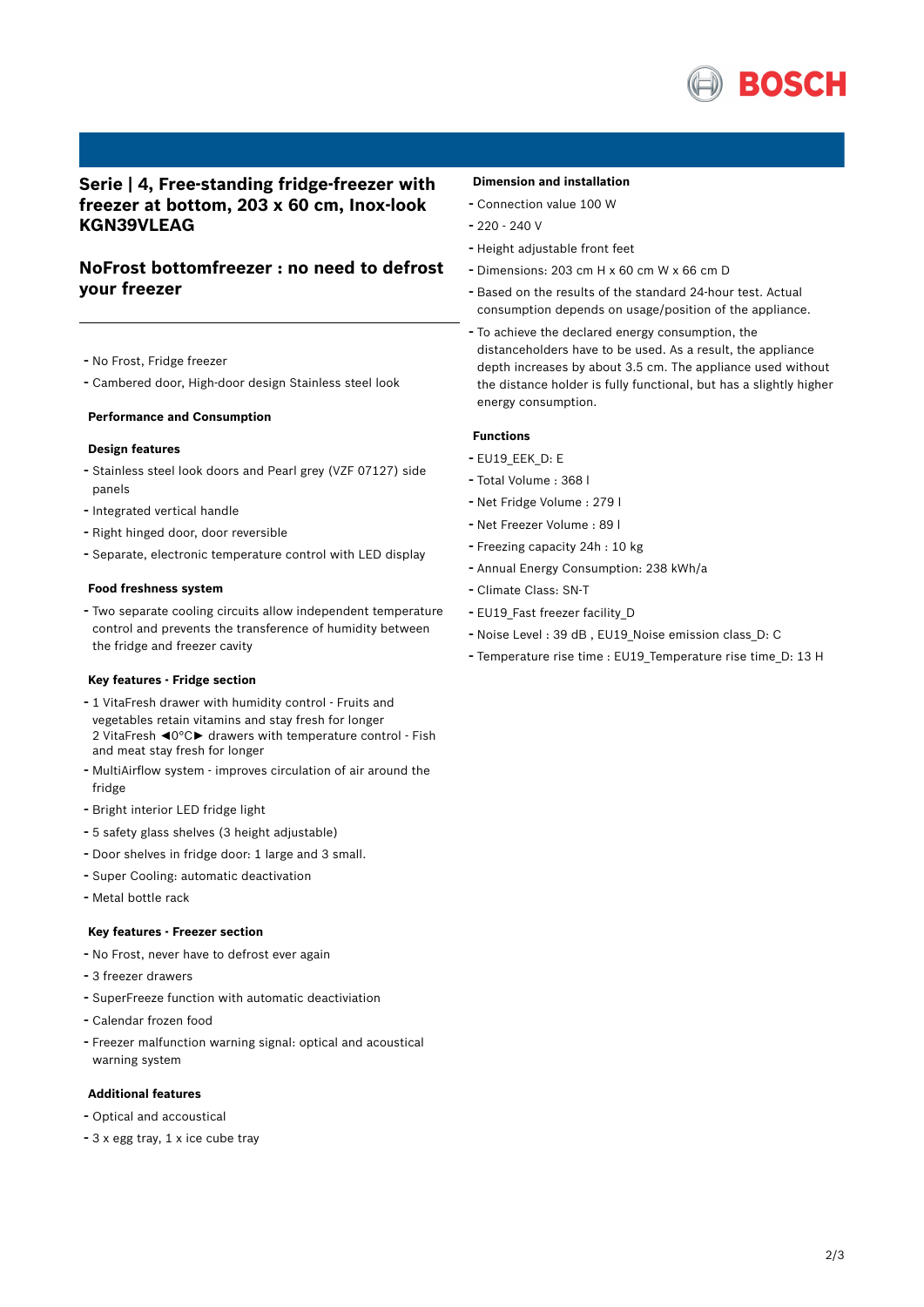# Serie | 4, Free-standing fridge-freezer with freezer at bottom, 203 x 60 cm, Inox-look KGN39VLEAG

## NoFrost bottomfreezer : no need to defrost your freezer

- No Frost, Fridge freezer
- Cambered door, High-door design Stainless steel look

### Performance and Consumption

### Design features

- Stainless steel look doors and Pearl grey (VZF 07127) side panels
- Integrated vertical handle
- Right hinged door, door reversible
- Separate, electronic temperature control with LED display

### Food freshness system

- Two separate cooling circuits allow independent temperature control and prevents the transference of humidity between the fridge and freezer cavity

### Key features - Fridge section

- 1 VitaFresh drawer with humidity control - Fruits and vegetables retain vitamins and stay fresh for longer
  2 VitaFresh ◄0°C► drawers with temperature control - Fish and meat stay fresh for longer
- MultiAirflow system - improves circulation of air around the fridge
- Bright interior LED fridge light
- 5 safety glass shelves (3 height adjustable)
- Door shelves in fridge door: 1 large and 3 small.
- Super Cooling: automatic deactivation
- Metal bottle rack

### Key features - Freezer section

- No Frost, never have to defrost ever again
- 3 freezer drawers
- SuperFreeze function with automatic deactiviation
- Calendar frozen food
- Freezer malfunction warning signal: optical and acoustical warning system

### Additional features

- Optical and accoustical
- 3 x egg tray, 1 x ice cube tray

### Dimension and installation

- Connection value 100 W
- 220 - 240 V
- Height adjustable front feet
- Dimensions: 203 cm H x 60 cm W x 66 cm D
- Based on the results of the standard 24-hour test. Actual consumption depends on usage/position of the appliance.
- To achieve the declared energy consumption, the distanceholders have to be used. As a result, the appliance depth increases by about 3.5 cm. The appliance used without the distance holder is fully functional, but has a slightly higher energy consumption.

### Functions

- EU19_EEK_D: E
- Total Volume : 368 l
- Net Fridge Volume : 279 l
- Net Freezer Volume : 89 l
- Freezing capacity 24h : 10 kg
- Annual Energy Consumption: 238 kWh/a
- Climate Class: SN-T
- EU19_Fast freezer facility_D
- Noise Level : 39 dB , EU19_Noise emission class_D: C
- Temperature rise time : EU19_Temperature rise time_D: 13 H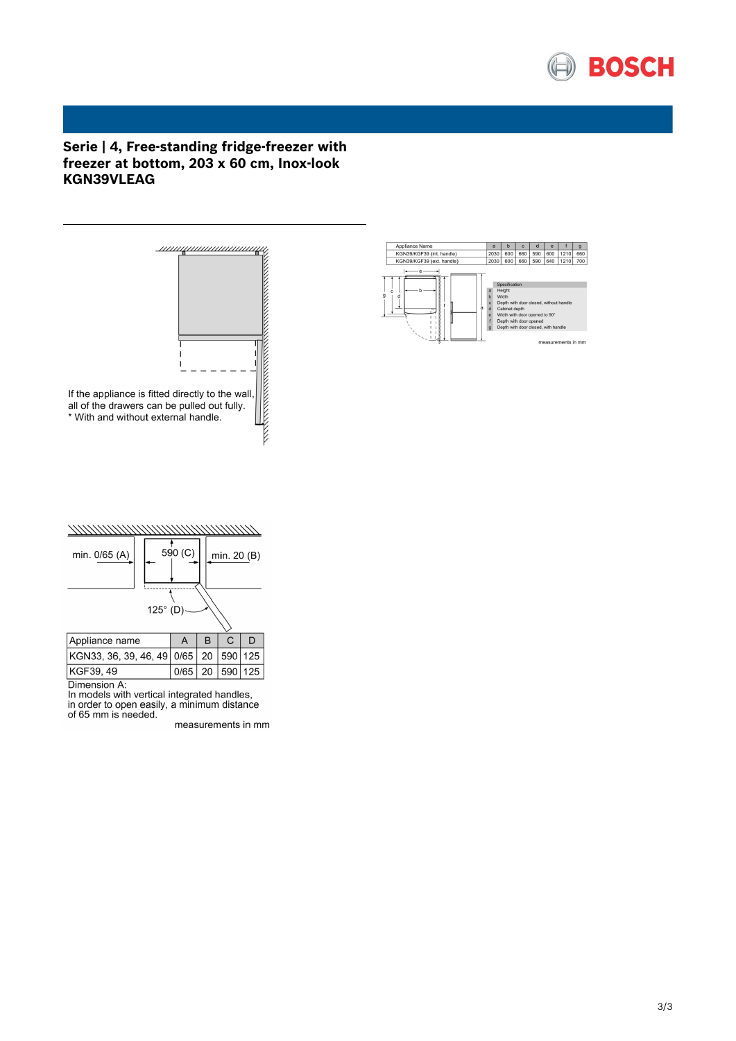**Serie | 4, Free-standing fridge-freezer with freezer at bottom, 203 x 60 cm, Inox-look KGN39VLEAG**

If the appliance is fitted directly to the wall, all of the drawers can be pulled out fully.
* With and without external handle.

| Appliance Name | a | b | c | d | e | f | g |
|---|---|---|---|---|---|---|---|
| KGN39/KGF39 (int. handle) | 2030 | 600 | 660 | 590 | 600 | 1210 | 660 |
| KGN39/KGF39 (ext. handle) | 2030 | 600 | 660 | 590 | 640 | 1210 | 700 |

| | Specification |
|---|---|
| a | Height |
| b | Width |
| c | Depth with door closed, without handle |
| d | Cabinet depth |
| e | Width with door opened to 90° |
| f | Depth with door opened |
| g | Depth with door closed, with handle |

measurements in mm

min. 0/65 (A)
590 (C)
min. 20 (B)
125° (D)

| Appliance name | A | B | C | D |
|---|---|---|---|---|
| KGN33, 36, 39, 46, 49 | 0/65 | 20 | 590 | 125 |
| KGF39, 49 | 0/65 | 20 | 590 | 125 |

Dimension A:
In models with vertical integrated handles, in order to open easily, a minimum distance of 65 mm is needed.

measurements in mm